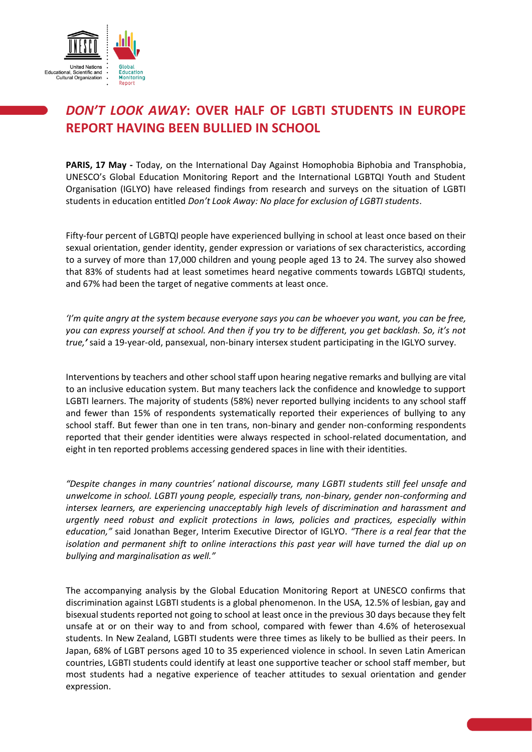# *DON'T LOOK AWAY*: OVER HALF OF LGBTI STUDENTS IN EUROPE REPORT HAVING BEEN BULLIED IN SCHOOL

**PARIS, 17 May -** Today, on the International Day Against Homophobia Biphobia and Transphobia, UNESCO's Global Education Monitoring Report and the International LGBTQI Youth and Student Organisation (IGLYO) have released findings from research and surveys on the situation of LGBTI students in education entitled *Don't Look Away: No place for exclusion of LGBTI students*.

Fifty-four percent of LGBTQI people have experienced bullying in school at least once based on their sexual orientation, gender identity, gender expression or variations of sex characteristics, according to a survey of more than 17,000 children and young people aged 13 to 24. The survey also showed that 83% of students had at least sometimes heard negative comments towards LGBTQI students, and 67% had been the target of negative comments at least once.

*'I'm quite angry at the system because everyone says you can be whoever you want, you can be free, you can express yourself at school. And then if you try to be different, you get backlash. So, it's not true,'* said a 19-year-old, pansexual, non-binary intersex student participating in the IGLYO survey.

Interventions by teachers and other school staff upon hearing negative remarks and bullying are vital to an inclusive education system. But many teachers lack the confidence and knowledge to support LGBTI learners. The majority of students (58%) never reported bullying incidents to any school staff and fewer than 15% of respondents systematically reported their experiences of bullying to any school staff. But fewer than one in ten trans, non-binary and gender non-conforming respondents reported that their gender identities were always respected in school-related documentation, and eight in ten reported problems accessing gendered spaces in line with their identities.

*"Despite changes in many countries' national discourse, many LGBTI students still feel unsafe and unwelcome in school. LGBTI young people, especially trans, non-binary, gender non-conforming and intersex learners, are experiencing unacceptably high levels of discrimination and harassment and urgently need robust and explicit protections in laws, policies and practices, especially within education,"* said Jonathan Beger, Interim Executive Director of IGLYO. *"There is a real fear that the isolation and permanent shift to online interactions this past year will have turned the dial up on bullying and marginalisation as well."*

The accompanying analysis by the Global Education Monitoring Report at UNESCO confirms that discrimination against LGBTI students is a global phenomenon. In the USA, 12.5% of lesbian, gay and bisexual students reported not going to school at least once in the previous 30 days because they felt unsafe at or on their way to and from school, compared with fewer than 4.6% of heterosexual students. In New Zealand, LGBTI students were three times as likely to be bullied as their peers. In Japan, 68% of LGBT persons aged 10 to 35 experienced violence in school. In seven Latin American countries, LGBTI students could identify at least one supportive teacher or school staff member, but most students had a negative experience of teacher attitudes to sexual orientation and gender expression.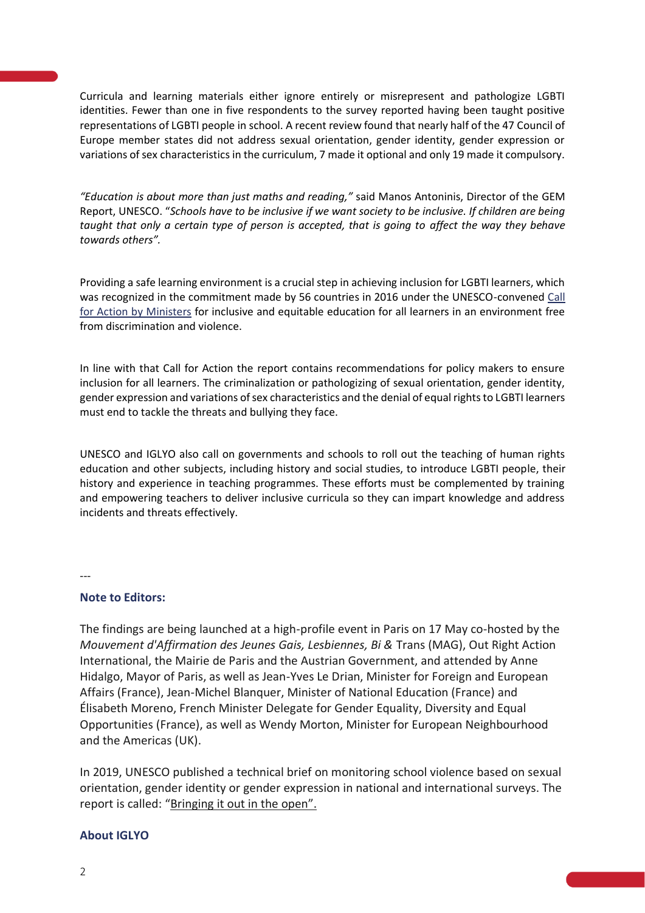Curricula and learning materials either ignore entirely or misrepresent and pathologize LGBTI identities. Fewer than one in five respondents to the survey reported having been taught positive representations of LGBTI people in school. A recent review found that nearly half of the 47 Council of Europe member states did not address sexual orientation, gender identity, gender expression or variations of sex characteristics in the curriculum, 7 made it optional and only 19 made it compulsory.

*"Education is about more than just maths and reading,"* said Manos Antoninis, Director of the GEM Report, UNESCO. "*Schools have to be inclusive if we want society to be inclusive. If children are being taught that only a certain type of person is accepted, that is going to affect the way they behave towards others".*

Providing a safe learning environment is a crucial step in achieving inclusion for LGBTI learners, which was recognized in the commitment made by 56 countries in 2016 under the UNESCO-convened Call for Action by Ministers for inclusive and equitable education for all learners in an environment free from discrimination and violence.

In line with that Call for Action the report contains recommendations for policy makers to ensure inclusion for all learners. The criminalization or pathologizing of sexual orientation, gender identity, gender expression and variations of sex characteristics and the denial of equal rights to LGBTI learners must end to tackle the threats and bullying they face.

UNESCO and IGLYO also call on governments and schools to roll out the teaching of human rights education and other subjects, including history and social studies, to introduce LGBTI people, their history and experience in teaching programmes. These efforts must be complemented by training and empowering teachers to deliver inclusive curricula so they can impart knowledge and address incidents and threats effectively.

---

**Note to Editors:**

The findings are being launched at a high-profile event in Paris on 17 May co-hosted by the *Mouvement d'Affirmation des Jeunes Gais, Lesbiennes, Bi &* Trans (MAG), Out Right Action International, the Mairie de Paris and the Austrian Government, and attended by Anne Hidalgo, Mayor of Paris, as well as Jean-Yves Le Drian, Minister for Foreign and European Affairs (France), Jean-Michel Blanquer, Minister of National Education (France) and Élisabeth Moreno, French Minister Delegate for Gender Equality, Diversity and Equal Opportunities (France), as well as Wendy Morton, Minister for European Neighbourhood and the Americas (UK).

In 2019, UNESCO published a technical brief on monitoring school violence based on sexual orientation, gender identity or gender expression in national and international surveys. The report is called: "Bringing it out in the open".

**About IGLYO**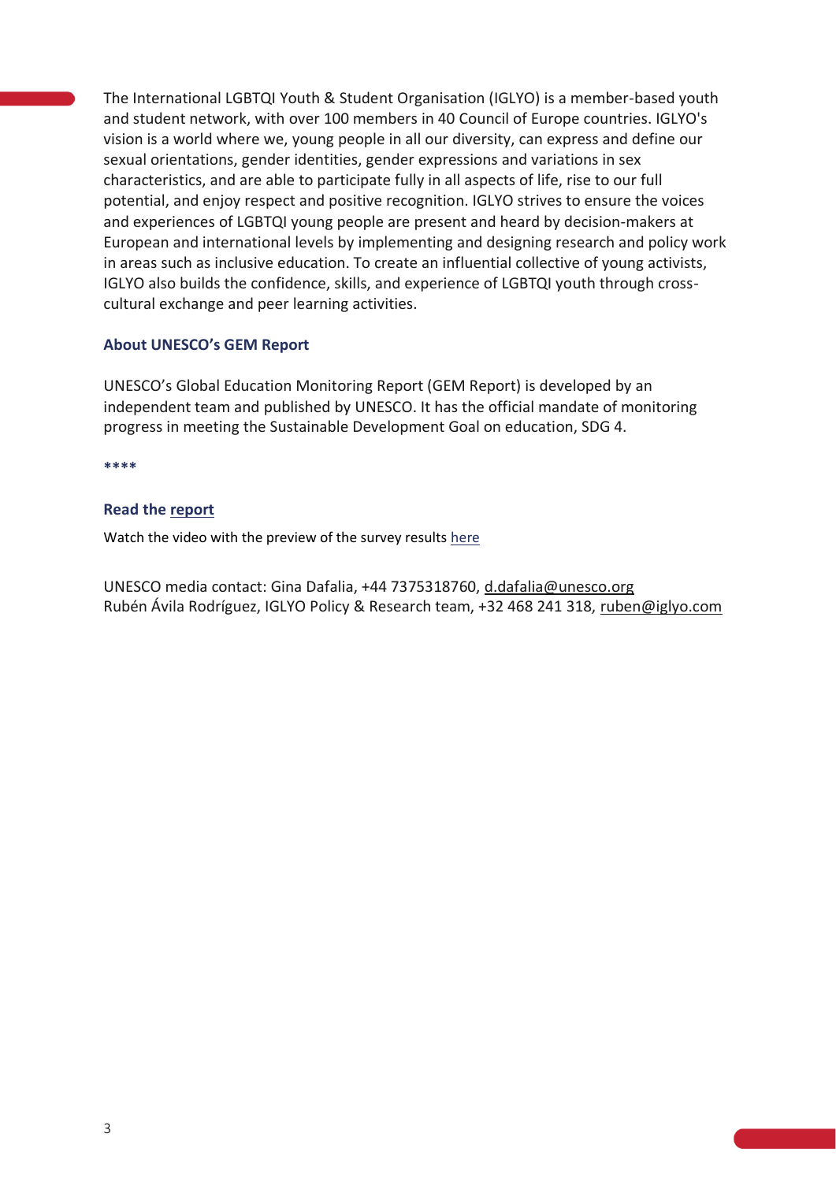The International LGBTQI Youth & Student Organisation (IGLYO) is a member-based youth and student network, with over 100 members in 40 Council of Europe countries. IGLYO's vision is a world where we, young people in all our diversity, can express and define our sexual orientations, gender identities, gender expressions and variations in sex characteristics, and are able to participate fully in all aspects of life, rise to our full potential, and enjoy respect and positive recognition. IGLYO strives to ensure the voices and experiences of LGBTQI young people are present and heard by decision-makers at European and international levels by implementing and designing research and policy work in areas such as inclusive education. To create an influential collective of young activists, IGLYO also builds the confidence, skills, and experience of LGBTQI youth through cross-cultural exchange and peer learning activities.

**About UNESCO's GEM Report**

UNESCO's Global Education Monitoring Report (GEM Report) is developed by an independent team and published by UNESCO. It has the official mandate of monitoring progress in meeting the Sustainable Development Goal on education, SDG 4.

****

**Read the report**

Watch the video with the preview of the survey results here

UNESCO media contact: Gina Dafalia, +44 7375318760, d.dafalia@unesco.org
Rubén Ávila Rodríguez, IGLYO Policy & Research team, +32 468 241 318, ruben@iglyo.com